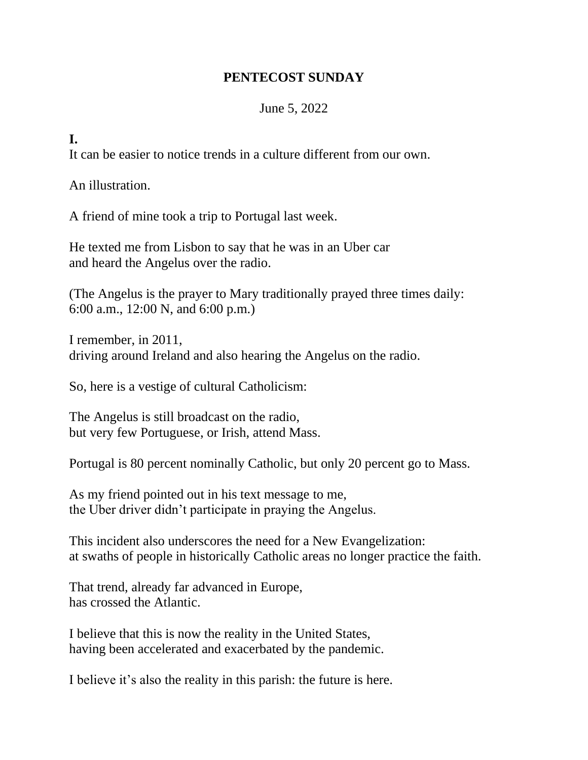# PENTECOST SUNDAY

June 5, 2022

**I.**

It can be easier to notice trends in a culture different from our own.

An illustration.

A friend of mine took a trip to Portugal last week.

He texted me from Lisbon to say that he was in an Uber car
and heard the Angelus over the radio.

(The Angelus is the prayer to Mary traditionally prayed three times daily:
6:00 a.m., 12:00 N, and 6:00 p.m.)

I remember, in 2011,
driving around Ireland and also hearing the Angelus on the radio.

So, here is a vestige of cultural Catholicism:

The Angelus is still broadcast on the radio,
but very few Portuguese, or Irish, attend Mass.

Portugal is 80 percent nominally Catholic, but only 20 percent go to Mass.

As my friend pointed out in his text message to me,
the Uber driver didn't participate in praying the Angelus.

This incident also underscores the need for a New Evangelization:
at swaths of people in historically Catholic areas no longer practice the faith.

That trend, already far advanced in Europe,
has crossed the Atlantic.

I believe that this is now the reality in the United States,
having been accelerated and exacerbated by the pandemic.

I believe it's also the reality in this parish: the future is here.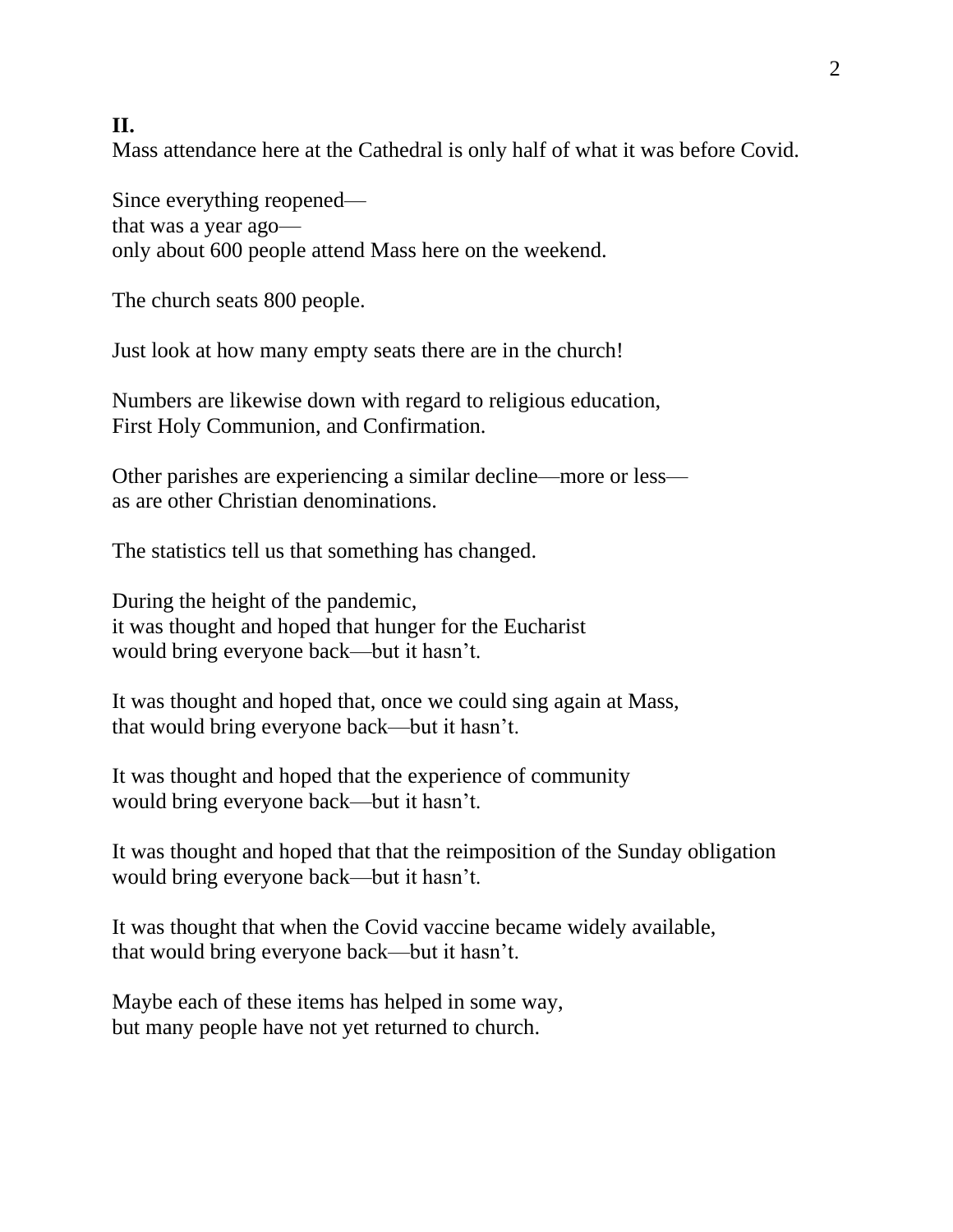## II.

Mass attendance here at the Cathedral is only half of what it was before Covid.

Since everything reopened—  
that was a year ago—  
only about 600 people attend Mass here on the weekend.

The church seats 800 people.

Just look at how many empty seats there are in the church!

Numbers are likewise down with regard to religious education,  
First Holy Communion, and Confirmation.

Other parishes are experiencing a similar decline—more or less—  
as are other Christian denominations.

The statistics tell us that something has changed.

During the height of the pandemic,  
it was thought and hoped that hunger for the Eucharist  
would bring everyone back—but it hasn't.

It was thought and hoped that, once we could sing again at Mass,  
that would bring everyone back—but it hasn't.

It was thought and hoped that the experience of community  
would bring everyone back—but it hasn't.

It was thought and hoped that that the reimposition of the Sunday obligation  
would bring everyone back—but it hasn't.

It was thought that when the Covid vaccine became widely available,  
that would bring everyone back—but it hasn't.

Maybe each of these items has helped in some way,  
but many people have not yet returned to church.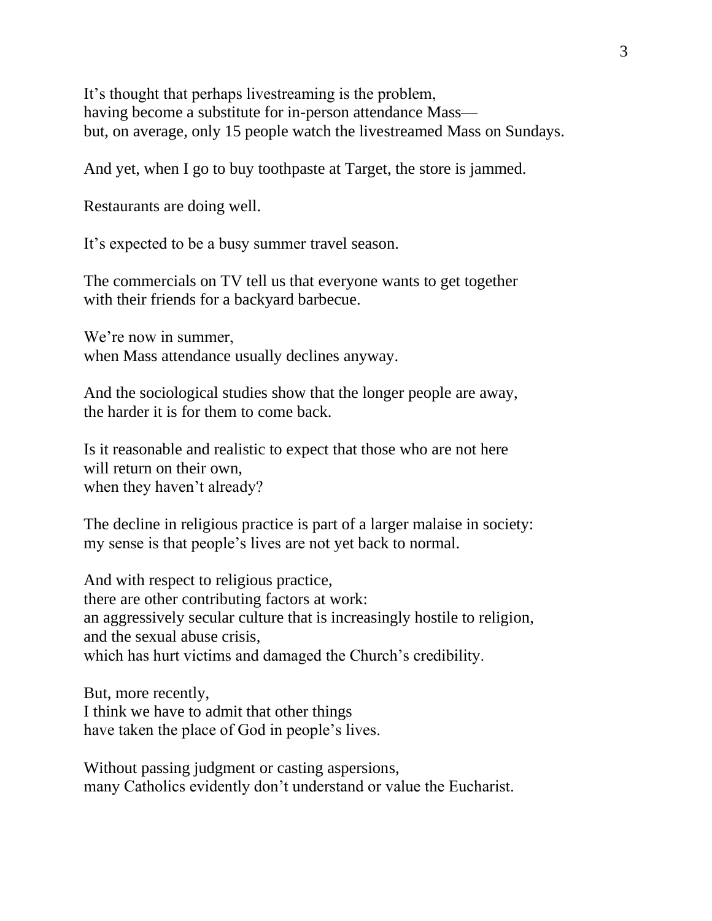It’s thought that perhaps livestreaming is the problem,
having become a substitute for in-person attendance Mass—
but, on average, only 15 people watch the livestreamed Mass on Sundays.

And yet, when I go to buy toothpaste at Target, the store is jammed.

Restaurants are doing well.

It’s expected to be a busy summer travel season.

The commercials on TV tell us that everyone wants to get together
with their friends for a backyard barbecue.

We’re now in summer,
when Mass attendance usually declines anyway.

And the sociological studies show that the longer people are away,
the harder it is for them to come back.

Is it reasonable and realistic to expect that those who are not here
will return on their own,
when they haven’t already?

The decline in religious practice is part of a larger malaise in society:
my sense is that people’s lives are not yet back to normal.

And with respect to religious practice,
there are other contributing factors at work:
an aggressively secular culture that is increasingly hostile to religion,
and the sexual abuse crisis,
which has hurt victims and damaged the Church’s credibility.

But, more recently,
I think we have to admit that other things
have taken the place of God in people’s lives.

Without passing judgment or casting aspersions,
many Catholics evidently don’t understand or value the Eucharist.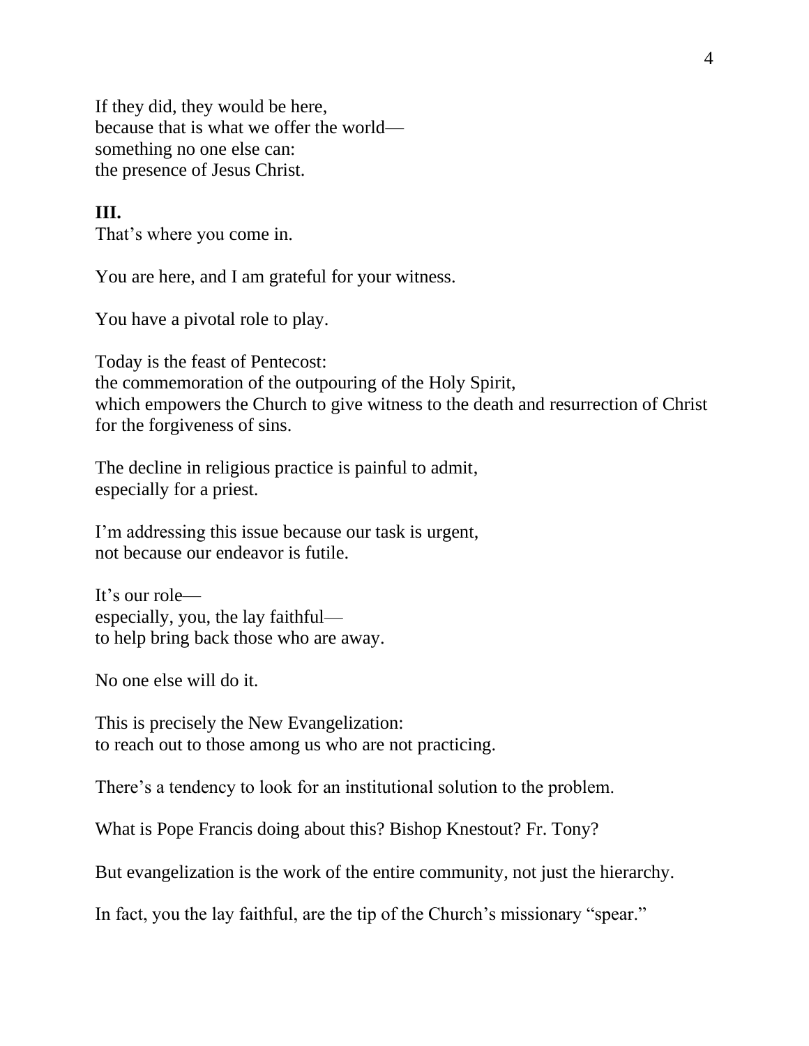If they did, they would be here,
because that is what we offer the world—
something no one else can:
the presence of Jesus Christ.

**III.**

That's where you come in.

You are here, and I am grateful for your witness.

You have a pivotal role to play.

Today is the feast of Pentecost:
the commemoration of the outpouring of the Holy Spirit,
which empowers the Church to give witness to the death and resurrection of Christ for the forgiveness of sins.

The decline in religious practice is painful to admit,
especially for a priest.

I'm addressing this issue because our task is urgent,
not because our endeavor is futile.

It's our role—
especially, you, the lay faithful—
to help bring back those who are away.

No one else will do it.

This is precisely the New Evangelization:
to reach out to those among us who are not practicing.

There's a tendency to look for an institutional solution to the problem.

What is Pope Francis doing about this? Bishop Knestout? Fr. Tony?

But evangelization is the work of the entire community, not just the hierarchy.

In fact, you the lay faithful, are the tip of the Church's missionary "spear."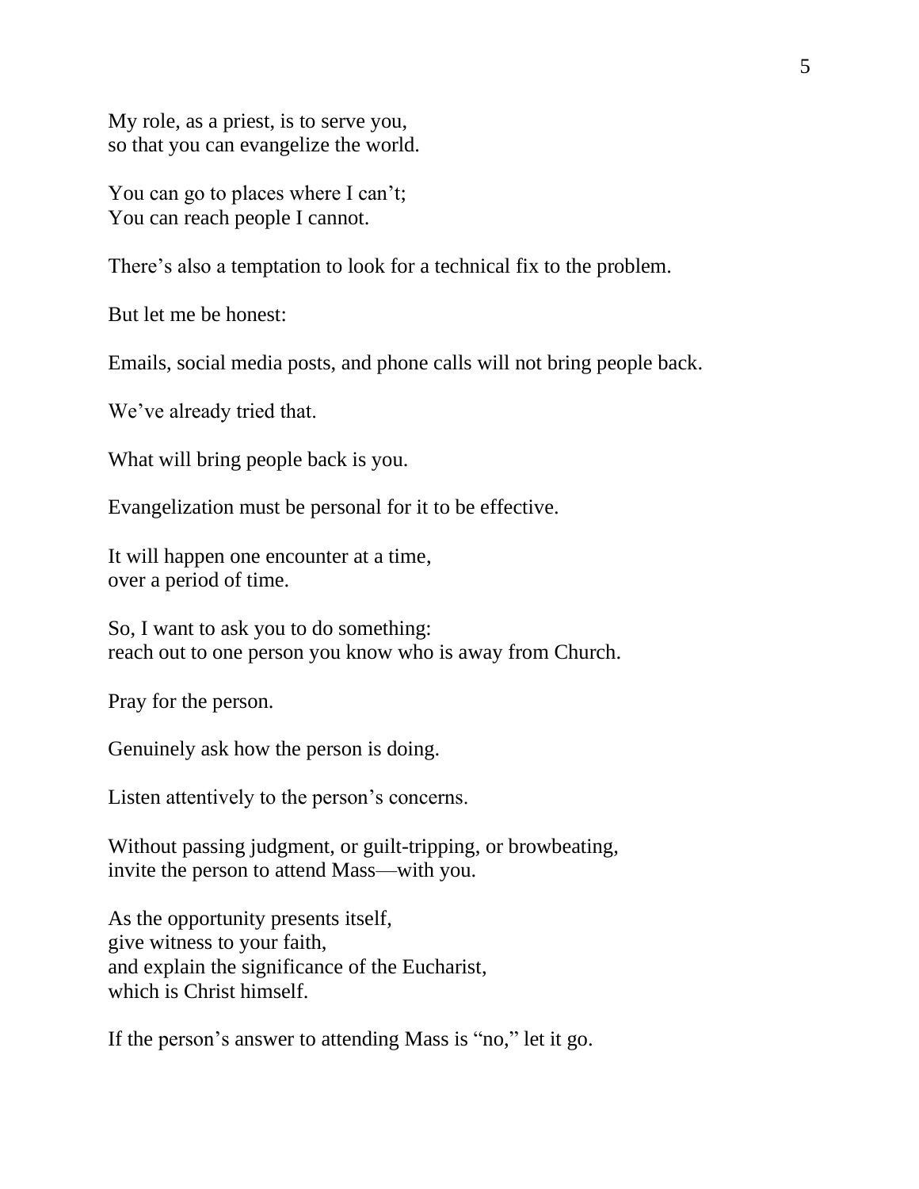My role, as a priest, is to serve you,
so that you can evangelize the world.

You can go to places where I can't;
You can reach people I cannot.

There's also a temptation to look for a technical fix to the problem.

But let me be honest:

Emails, social media posts, and phone calls will not bring people back.

We've already tried that.

What will bring people back is you.

Evangelization must be personal for it to be effective.

It will happen one encounter at a time,
over a period of time.

So, I want to ask you to do something:
reach out to one person you know who is away from Church.

Pray for the person.

Genuinely ask how the person is doing.

Listen attentively to the person's concerns.

Without passing judgment, or guilt-tripping, or browbeating,
invite the person to attend Mass—with you.

As the opportunity presents itself,
give witness to your faith,
and explain the significance of the Eucharist,
which is Christ himself.

If the person's answer to attending Mass is "no," let it go.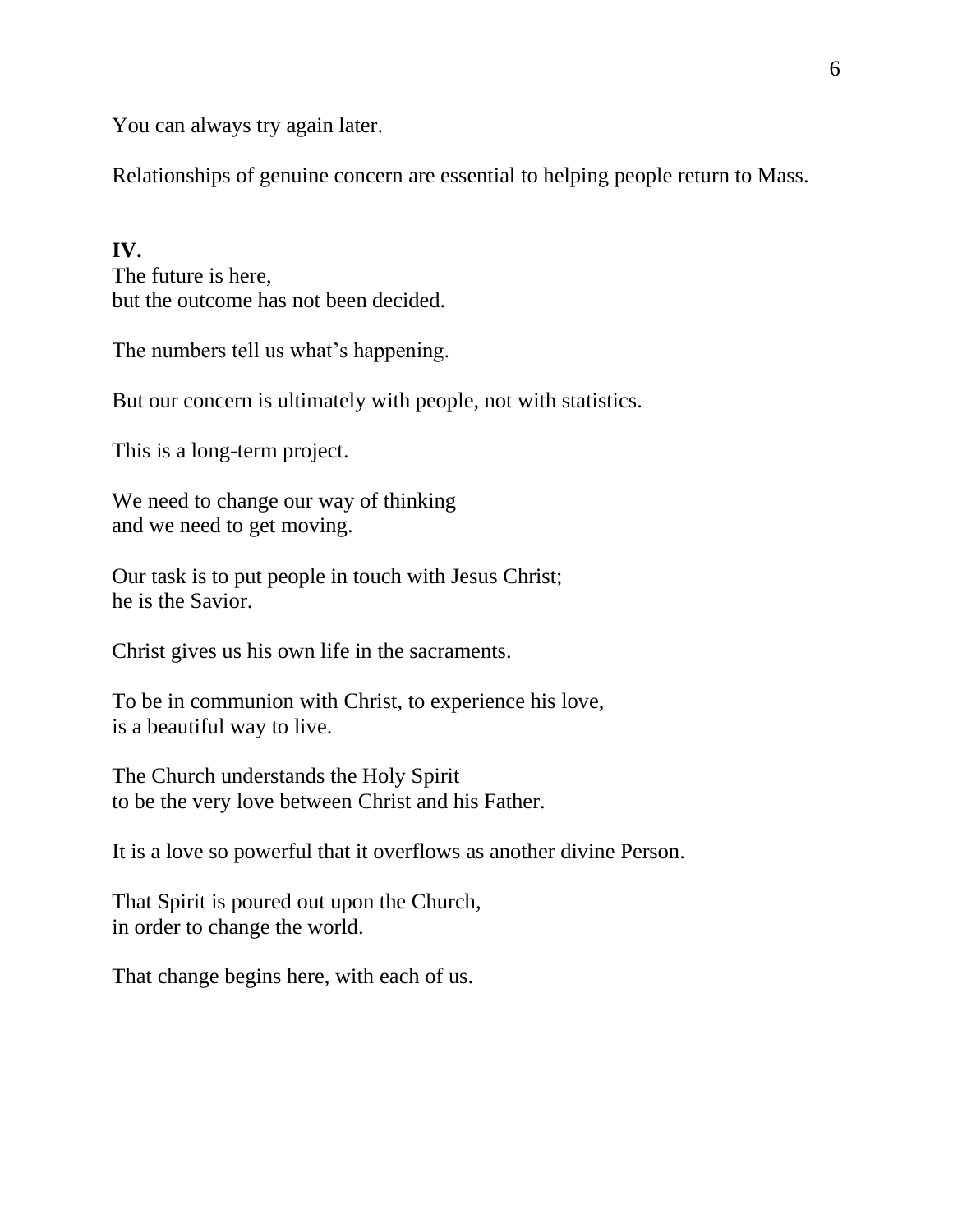You can always try again later.

Relationships of genuine concern are essential to helping people return to Mass.

**IV.**

The future is here,
but the outcome has not been decided.

The numbers tell us what's happening.

But our concern is ultimately with people, not with statistics.

This is a long-term project.

We need to change our way of thinking
and we need to get moving.

Our task is to put people in touch with Jesus Christ;
he is the Savior.

Christ gives us his own life in the sacraments.

To be in communion with Christ, to experience his love,
is a beautiful way to live.

The Church understands the Holy Spirit
to be the very love between Christ and his Father.

It is a love so powerful that it overflows as another divine Person.

That Spirit is poured out upon the Church,
in order to change the world.

That change begins here, with each of us.